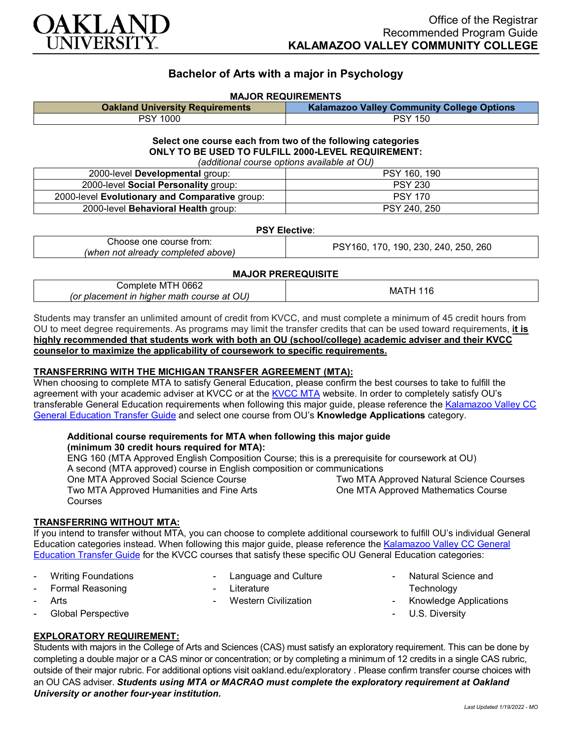OAKLAND UNIVERSITY

Office of the Registrar
Recommended Program Guide
**KALAMAZOO VALLEY COMMUNITY COLLEGE**

## Bachelor of Arts with a major in Psychology

### MAJOR REQUIREMENTS

| Oakland University Requirements | Kalamazoo Valley Community College Options |
|---|---|
| PSY 1000 | PSY 150 |

**Select one course each from two of the following categories**
**ONLY TO BE USED TO FULFILL 2000-LEVEL REQUIREMENT:**
*(additional course options available at OU)*

| | |
|---|---|
| 2000-level **Developmental** group: | PSY 160, 190 |
| 2000-level **Social Personality** group: | PSY 230 |
| 2000-level **Evolutionary and Comparative** group: | PSY 170 |
| 2000-level **Behavioral Health** group: | PSY 240, 250 |

**PSY Elective**:

| | |
|---|---|
| Choose one course from: *(when not already completed above)* | PSY160, 170, 190, 230, 240, 250, 260 |

**MAJOR PREREQUISITE**

| | |
|---|---|
| Complete MTH 0662 *(or placement in higher math course at OU)* | MATH 116 |

Students may transfer an unlimited amount of credit from KVCC, and must complete a minimum of 45 credit hours from OU to meet degree requirements. As programs may limit the transfer credits that can be used toward requirements, **it is highly recommended that students work with both an OU (school/college) academic adviser and their KVCC counselor to maximize the applicability of coursework to specific requirements.**

### TRANSFERRING WITH THE MICHIGAN TRANSFER AGREEMENT (MTA):

When choosing to complete MTA to satisfy General Education, please confirm the best courses to take to fulfill the agreement with your academic adviser at KVCC or at the KVCC MTA website. In order to completely satisfy OU's transferable General Education requirements when following this major guide, please reference the Kalamazoo Valley CC General Education Transfer Guide and select one course from OU's **Knowledge Applications** category.

**Additional course requirements for MTA when following this major guide (minimum 30 credit hours required for MTA):**

ENG 160 (MTA Approved English Composition Course; this is a prerequisite for coursework at OU)
A second (MTA approved) course in English composition or communications
One MTA Approved Social Science Course
Two MTA Approved Humanities and Fine Arts Courses
Two MTA Approved Natural Science Courses
One MTA Approved Mathematics Course

### TRANSFERRING WITHOUT MTA:

If you intend to transfer without MTA, you can choose to complete additional coursework to fulfill OU's individual General Education categories instead. When following this major guide, please reference the Kalamazoo Valley CC General Education Transfer Guide for the KVCC courses that satisfy these specific OU General Education categories:

- Writing Foundations
- Formal Reasoning
- Arts
- Global Perspective
- Language and Culture
- Literature
- Western Civilization
- Natural Science and Technology
- Knowledge Applications
- U.S. Diversity

### EXPLORATORY REQUIREMENT:

Students with majors in the College of Arts and Sciences (CAS) must satisfy an exploratory requirement. This can be done by completing a double major or a CAS minor or concentration; or by completing a minimum of 12 credits in a single CAS rubric, outside of their major rubric. For additional options visit oakland.edu/exploratory . Please confirm transfer course choices with an OU CAS adviser. ***Students using MTA or MACRAO must complete the exploratory requirement at Oakland University or another four-year institution.***

*Last Updated 1/19/2022 - MO*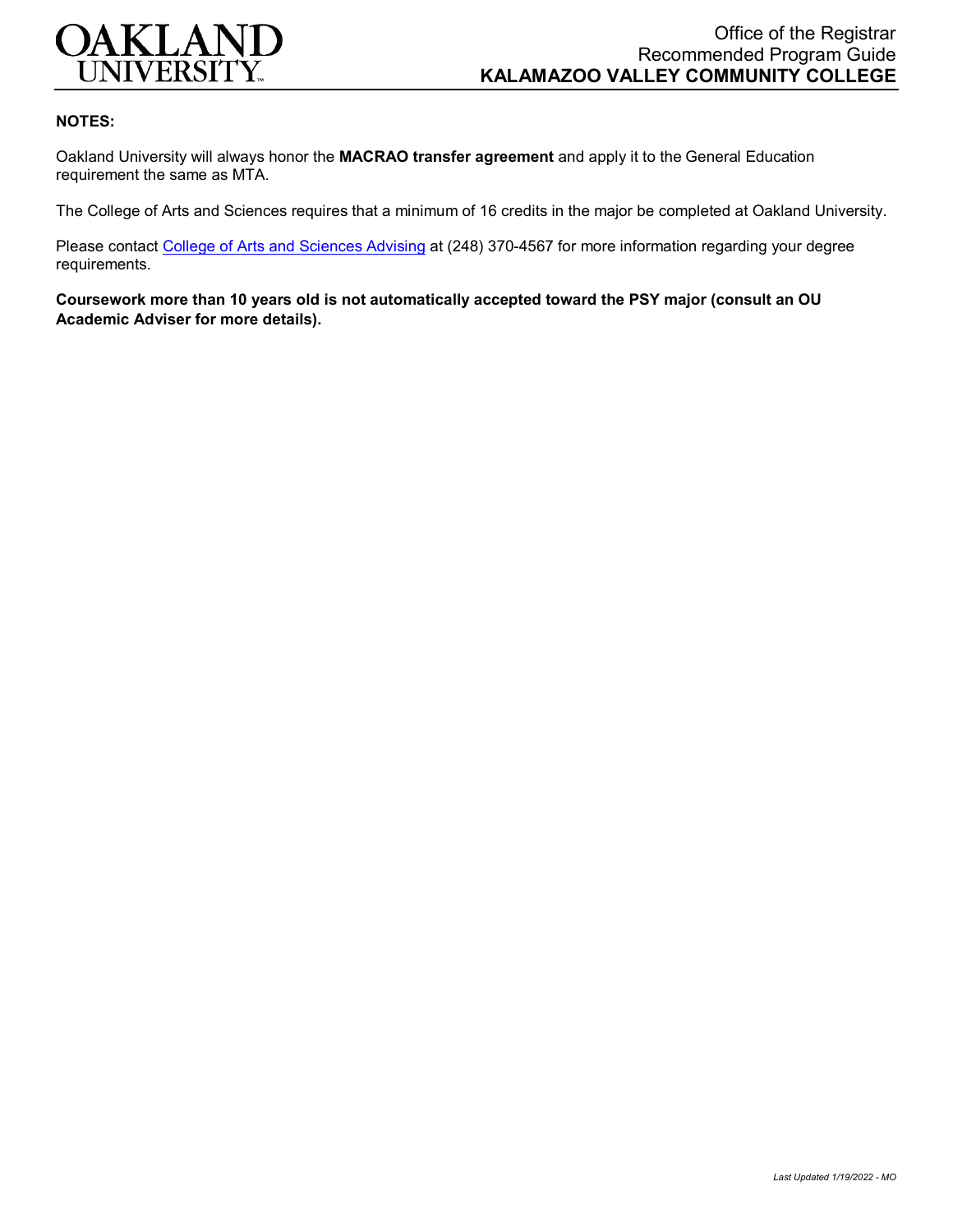**NOTES:**

Oakland University will always honor the **MACRAO transfer agreement** and apply it to the General Education requirement the same as MTA.

The College of Arts and Sciences requires that a minimum of 16 credits in the major be completed at Oakland University.

Please contact College of Arts and Sciences Advising at (248) 370-4567 for more information regarding your degree requirements.

**Coursework more than 10 years old is not automatically accepted toward the PSY major (consult an OU Academic Adviser for more details).**

*Last Updated 1/19/2022 - MO*